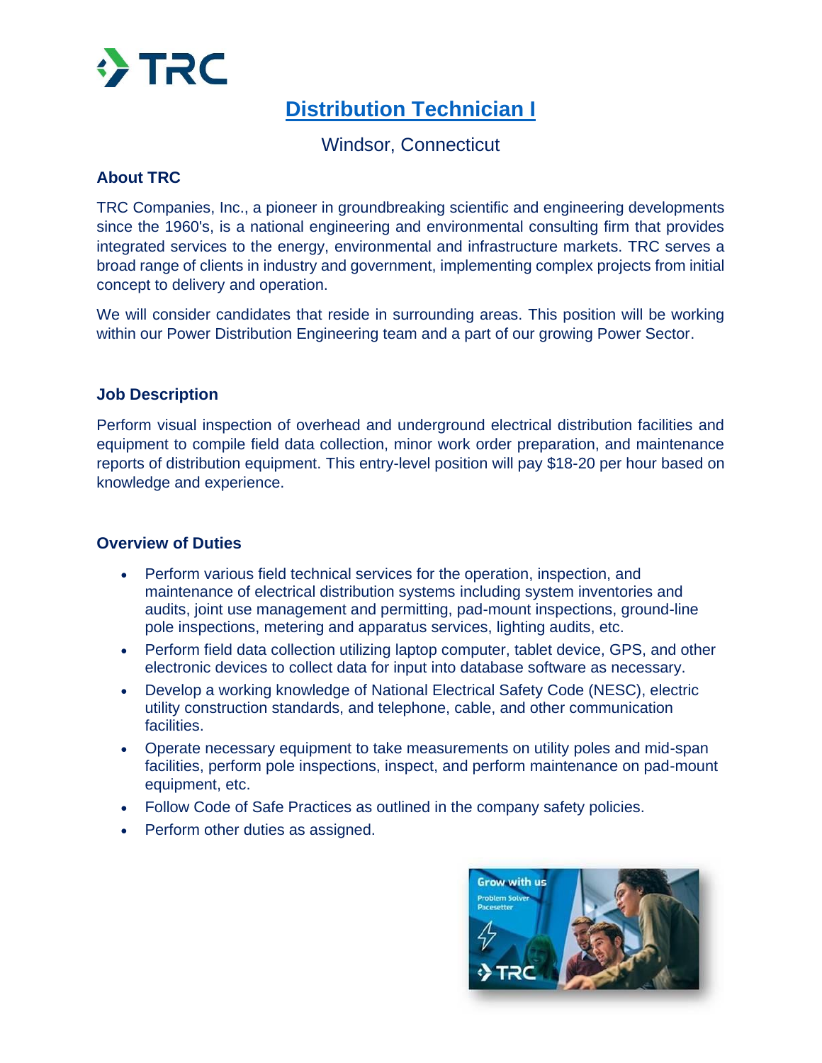# Distribution Technician I

Windsor, Connecticut

## About TRC

TRC Companies, Inc., a pioneer in groundbreaking scientific and engineering developments since the 1960's, is a national engineering and environmental consulting firm that provides integrated services to the energy, environmental and infrastructure markets. TRC serves a broad range of clients in industry and government, implementing complex projects from initial concept to delivery and operation.

We will consider candidates that reside in surrounding areas. This position will be working within our Power Distribution Engineering team and a part of our growing Power Sector.

## Job Description

Perform visual inspection of overhead and underground electrical distribution facilities and equipment to compile field data collection, minor work order preparation, and maintenance reports of distribution equipment. This entry-level position will pay $18-20 per hour based on knowledge and experience.

## Overview of Duties

- Perform various field technical services for the operation, inspection, and maintenance of electrical distribution systems including system inventories and audits, joint use management and permitting, pad-mount inspections, ground-line pole inspections, metering and apparatus services, lighting audits, etc.
- Perform field data collection utilizing laptop computer, tablet device, GPS, and other electronic devices to collect data for input into database software as necessary.
- Develop a working knowledge of National Electrical Safety Code (NESC), electric utility construction standards, and telephone, cable, and other communication facilities.
- Operate necessary equipment to take measurements on utility poles and mid-span facilities, perform pole inspections, inspect, and perform maintenance on pad-mount equipment, etc.
- Follow Code of Safe Practices as outlined in the company safety policies.
- Perform other duties as assigned.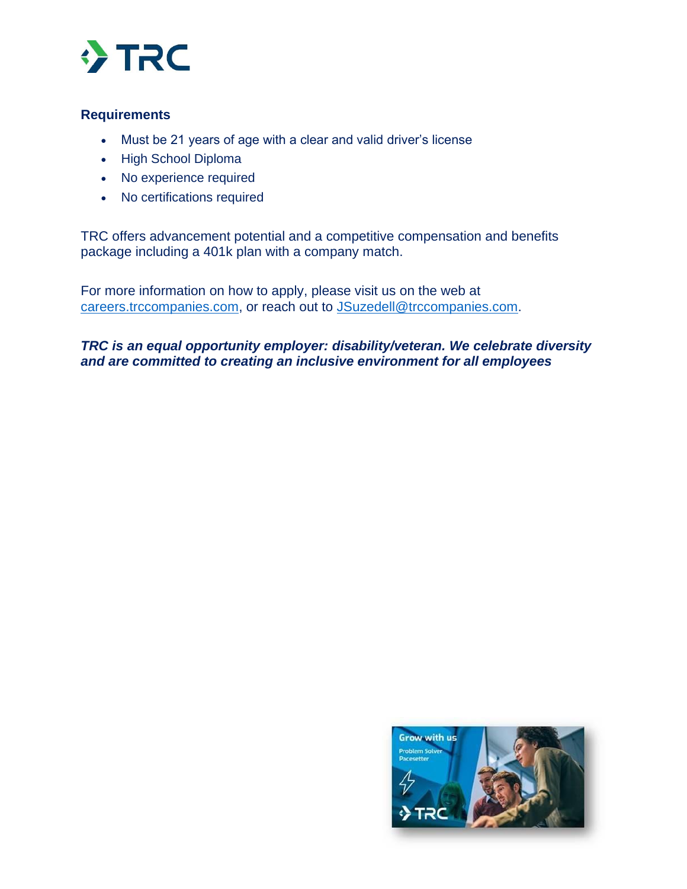## Requirements

- Must be 21 years of age with a clear and valid driver's license
- High School Diploma
- No experience required
- No certifications required

TRC offers advancement potential and a competitive compensation and benefits package including a 401k plan with a company match.

For more information on how to apply, please visit us on the web at careers.trccompanies.com, or reach out to JSuzedell@trccompanies.com.

***TRC is an equal opportunity employer: disability/veteran. We celebrate diversity and are committed to creating an inclusive environment for all employees***